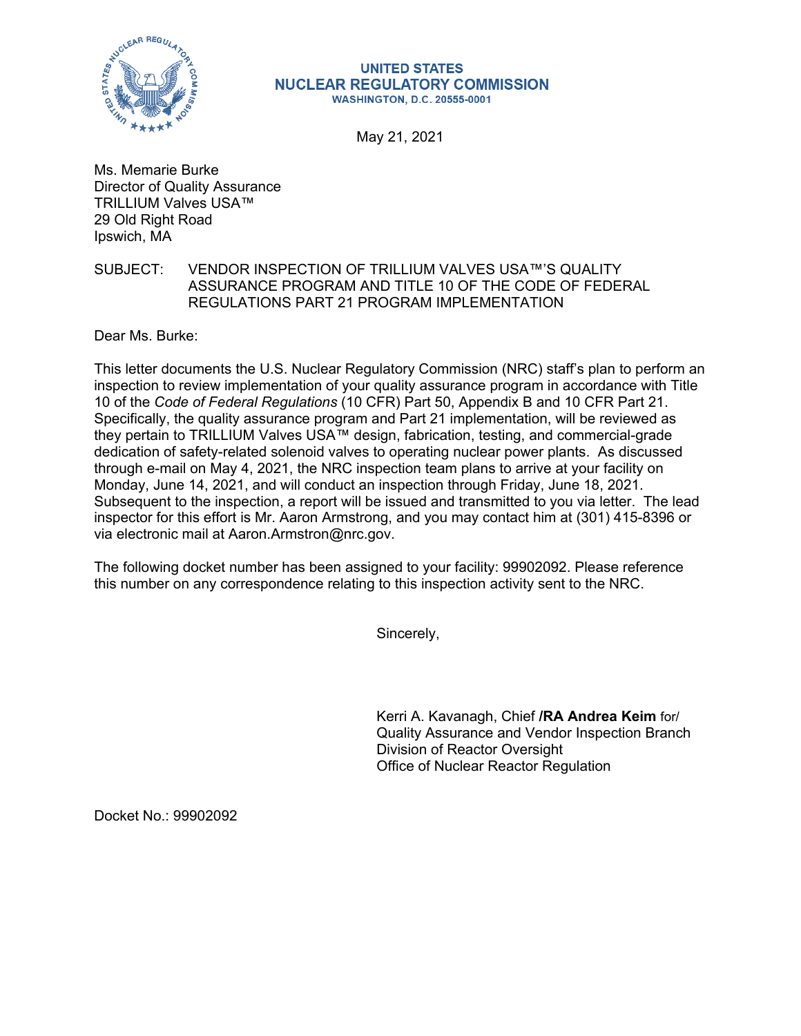UNITED STATES
NUCLEAR REGULATORY COMMISSION
WASHINGTON, D.C. 20555-0001

May 21, 2021

Ms. Memarie Burke
Director of Quality Assurance
TRILLIUM Valves USA™
29 Old Right Road
Ipswich, MA

SUBJECT: VENDOR INSPECTION OF TRILLIUM VALVES USA™'S QUALITY ASSURANCE PROGRAM AND TITLE 10 OF THE CODE OF FEDERAL REGULATIONS PART 21 PROGRAM IMPLEMENTATION

Dear Ms. Burke:

This letter documents the U.S. Nuclear Regulatory Commission (NRC) staff's plan to perform an inspection to review implementation of your quality assurance program in accordance with Title 10 of the *Code of Federal Regulations* (10 CFR) Part 50, Appendix B and 10 CFR Part 21. Specifically, the quality assurance program and Part 21 implementation, will be reviewed as they pertain to TRILLIUM Valves USA™ design, fabrication, testing, and commercial-grade dedication of safety-related solenoid valves to operating nuclear power plants. As discussed through e-mail on May 4, 2021, the NRC inspection team plans to arrive at your facility on Monday, June 14, 2021, and will conduct an inspection through Friday, June 18, 2021. Subsequent to the inspection, a report will be issued and transmitted to you via letter. The lead inspector for this effort is Mr. Aaron Armstrong, and you may contact him at (301) 415-8396 or via electronic mail at Aaron.Armstron@nrc.gov.

The following docket number has been assigned to your facility: 99902092. Please reference this number on any correspondence relating to this inspection activity sent to the NRC.

Sincerely,

Kerri A. Kavanagh, Chief **/RA Andrea Keim** for/
Quality Assurance and Vendor Inspection Branch
Division of Reactor Oversight
Office of Nuclear Reactor Regulation

Docket No.: 99902092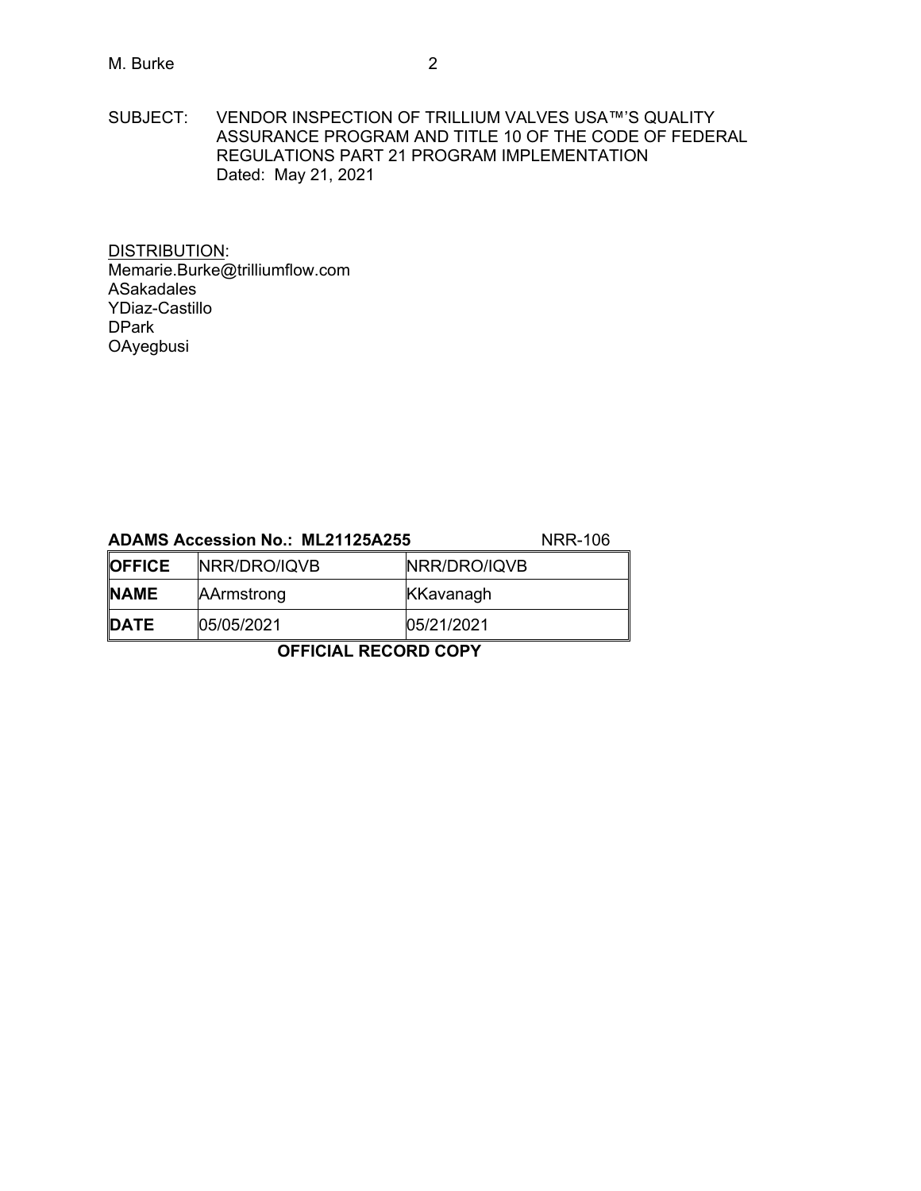SUBJECT: VENDOR INSPECTION OF TRILLIUM VALVES USA™'S QUALITY ASSURANCE PROGRAM AND TITLE 10 OF THE CODE OF FEDERAL REGULATIONS PART 21 PROGRAM IMPLEMENTATION
Dated: May 21, 2021

DISTRIBUTION:
Memarie.Burke@trilliumflow.com
ASakadales
YDiaz-Castillo
DPark
OAyegbusi

**ADAMS Accession No.: ML21125A255** NRR-106

| | | |
|---|---|---|
| **OFFICE** | NRR/DRO/IQVB | NRR/DRO/IQVB |
| **NAME** | AArmstrong | KKavanagh |
| **DATE** | 05/05/2021 | 05/21/2021 |

**OFFICIAL RECORD COPY**